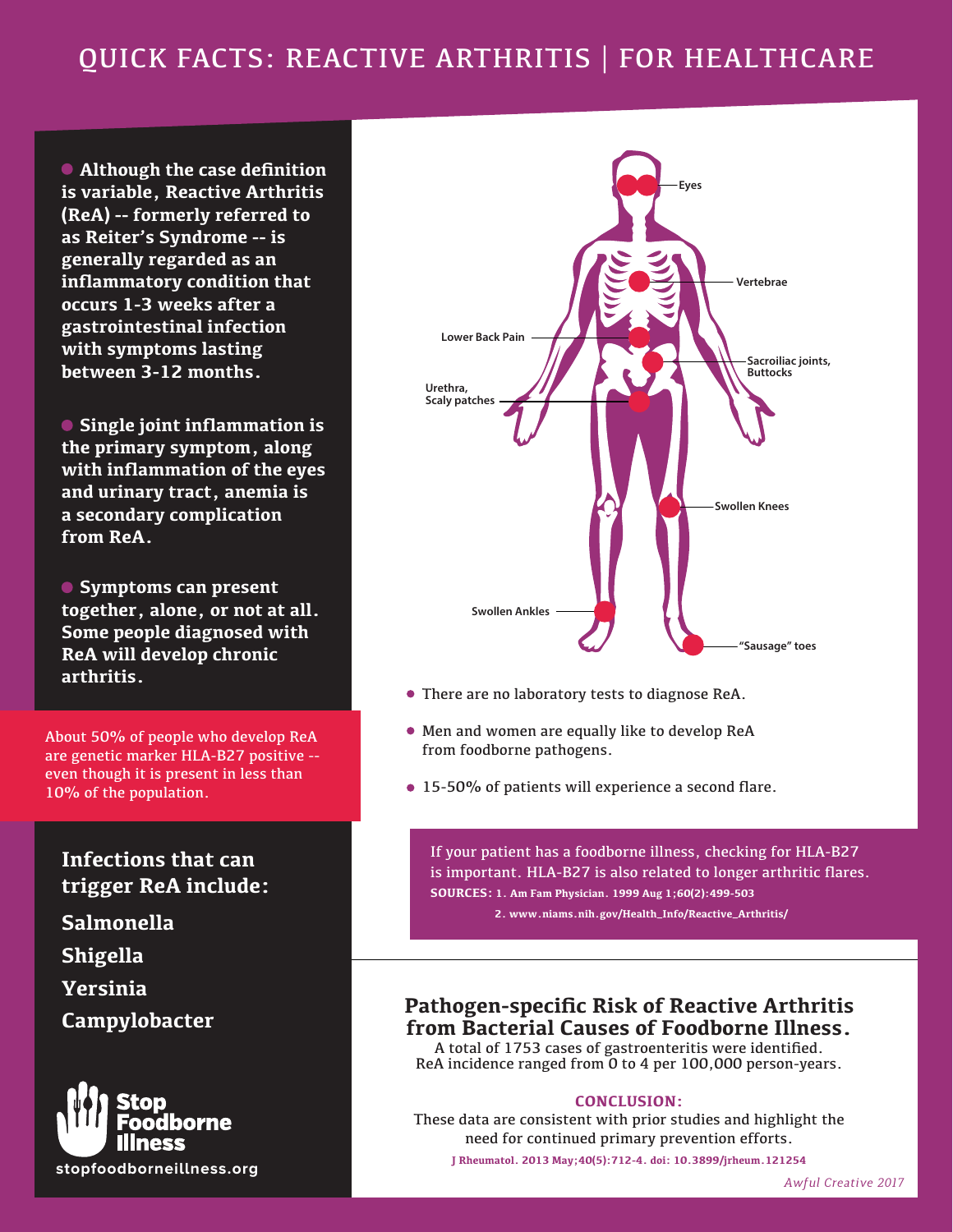# QUICK FACTS: REACTIVE ARTHRITIS | FOR HEALTHCARE

- **Although the case definition is variable, Reactive Arthritis (ReA) -- formerly referred to as Reiter's Syndrome -- is generally regarded as an inflammatory condition that occurs 1-3 weeks after a gastrointestinal infection with symptoms lasting between 3-12 months.**

- **Single joint inflammation is the primary symptom, along with inflammation of the eyes and urinary tract, anemia is a secondary complication from ReA.**

- **Symptoms can present together, alone, or not at all. Some people diagnosed with ReA will develop chronic arthritis.**

About 50% of people who develop ReA are genetic marker HLA-B27 positive -- even though it is present in less than 10% of the population.

**Infections that can trigger ReA include:**

**Salmonella**

**Shigella**

**Yersinia**

**Campylobacter**

**Stop Foodborne Illness**

**stopfoodborneillness.org**

Eyes

Vertebrae

Lower Back Pain

Sacroiliac joints, Buttocks

Urethra, Scaly patches

Swollen Knees

Swollen Ankles

"Sausage" toes

- There are no laboratory tests to diagnose ReA.
- Men and women are equally like to develop ReA from foodborne pathogens.
- 15-50% of patients will experience a second flare.

If your patient has a foodborne illness, checking for HLA-B27 is important. HLA-B27 is also related to longer arthritic flares.

**SOURCES: 1. Am Fam Physician. 1999 Aug 1;60(2):499-503**

**2. www.niams.nih.gov/Health_Info/Reactive_Arthritis/**

## Pathogen-specific Risk of Reactive Arthritis from Bacterial Causes of Foodborne Illness.

A total of 1753 cases of gastroenteritis were identified. ReA incidence ranged from 0 to 4 per 100,000 person-years.

**CONCLUSION:**

These data are consistent with prior studies and highlight the need for continued primary prevention efforts.

**J Rheumatol. 2013 May;40(5):712-4. doi: 10.3899/jrheum.121254**

*Awful Creative 2017*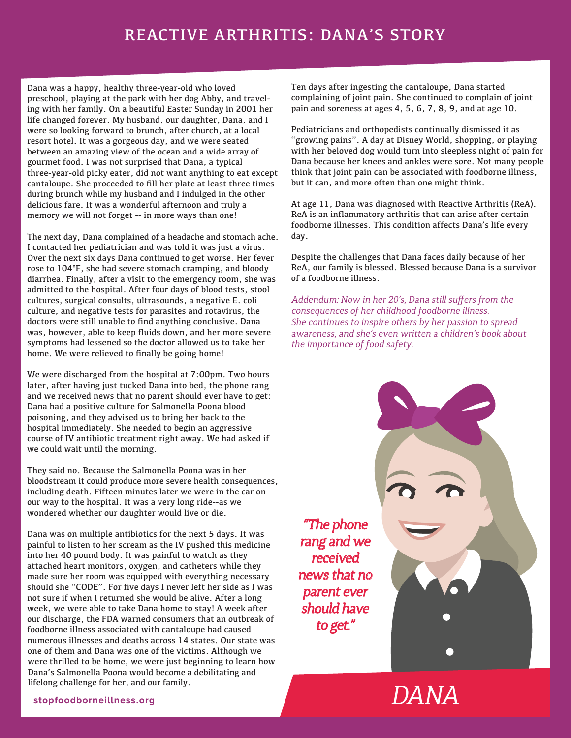# REACTIVE ARTHRITIS: DANA'S STORY

Dana was a happy, healthy three-year-old who loved preschool, playing at the park with her dog Abby, and traveling with her family. On a beautiful Easter Sunday in 2001 her life changed forever. My husband, our daughter, Dana, and I were so looking forward to brunch, after church, at a local resort hotel. It was a gorgeous day, and we were seated between an amazing view of the ocean and a wide array of gourmet food. I was not surprised that Dana, a typical three-year-old picky eater, did not want anything to eat except cantaloupe. She proceeded to fill her plate at least three times during brunch while my husband and I indulged in the other delicious fare. It was a wonderful afternoon and truly a memory we will not forget -- in more ways than one!

The next day, Dana complained of a headache and stomach ache. I contacted her pediatrician and was told it was just a virus. Over the next six days Dana continued to get worse. Her fever rose to 104°F, she had severe stomach cramping, and bloody diarrhea. Finally, after a visit to the emergency room, she was admitted to the hospital. After four days of blood tests, stool cultures, surgical consults, ultrasounds, a negative E. coli culture, and negative tests for parasites and rotavirus, the doctors were still unable to find anything conclusive. Dana was, however, able to keep fluids down, and her more severe symptoms had lessened so the doctor allowed us to take her home. We were relieved to finally be going home!

We were discharged from the hospital at 7:00pm. Two hours later, after having just tucked Dana into bed, the phone rang and we received news that no parent should ever have to get: Dana had a positive culture for Salmonella Poona blood poisoning, and they advised us to bring her back to the hospital immediately. She needed to begin an aggressive course of IV antibiotic treatment right away. We had asked if we could wait until the morning.

They said no. Because the Salmonella Poona was in her bloodstream it could produce more severe health consequences, including death. Fifteen minutes later we were in the car on our way to the hospital. It was a very long ride--as we wondered whether our daughter would live or die.

Dana was on multiple antibiotics for the next 5 days. It was painful to listen to her scream as the IV pushed this medicine into her 40 pound body. It was painful to watch as they attached heart monitors, oxygen, and catheters while they made sure her room was equipped with everything necessary should she "CODE". For five days I never left her side as I was not sure if when I returned she would be alive. After a long week, we were able to take Dana home to stay! A week after our discharge, the FDA warned consumers that an outbreak of foodborne illness associated with cantaloupe had caused numerous illnesses and deaths across 14 states. Our state was one of them and Dana was one of the victims. Although we were thrilled to be home, we were just beginning to learn how Dana's Salmonella Poona would become a debilitating and lifelong challenge for her, and our family.

Ten days after ingesting the cantaloupe, Dana started complaining of joint pain. She continued to complain of joint pain and soreness at ages 4, 5, 6, 7, 8, 9, and at age 10.

Pediatricians and orthopedists continually dismissed it as "growing pains". A day at Disney World, shopping, or playing with her beloved dog would turn into sleepless night of pain for Dana because her knees and ankles were sore. Not many people think that joint pain can be associated with foodborne illness, but it can, and more often than one might think.

At age 11, Dana was diagnosed with Reactive Arthritis (ReA). ReA is an inflammatory arthritis that can arise after certain foodborne illnesses. This condition affects Dana's life every day.

Despite the challenges that Dana faces daily because of her ReA, our family is blessed. Blessed because Dana is a survivor of a foodborne illness.

*Addendum: Now in her 20's, Dana still suffers from the consequences of her childhood foodborne illness. She continues to inspire others by her passion to spread awareness, and she's even written a children's book about the importance of food safety.*

*"The phone rang and we received news that no parent ever should have to get."*

*DANA*

stopfoodborneillness.org